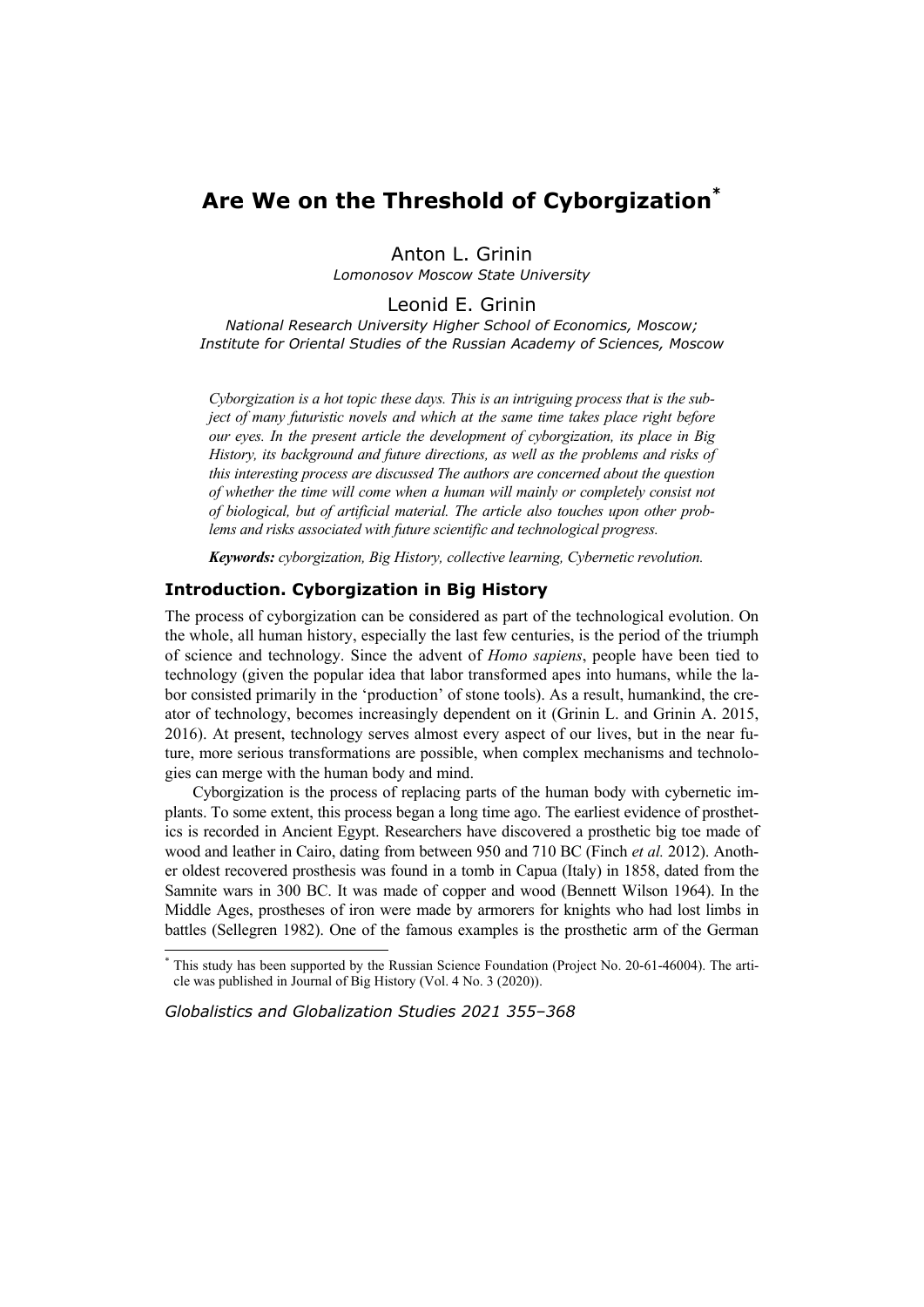# Are We on the Threshold of Cyborgization*

Anton L. Grinin

*Lomonosov Moscow State University*

Leonid E. Grinin

*National Research University Higher School of Economics, Moscow; Institute for Oriental Studies of the Russian Academy of Sciences, Moscow*

*Cyborgization is a hot topic these days. This is an intriguing process that is the subject of many futuristic novels and which at the same time takes place right before our eyes. In the present article the development of cyborgization, its place in Big History, its background and future directions, as well as the problems and risks of this interesting process are discussed The authors are concerned about the question of whether the time will come when a human will mainly or completely consist not of biological, but of artificial material. The article also touches upon other problems and risks associated with future scientific and technological progress.*

***Keywords:*** *cyborgization, Big History, collective learning, Cybernetic revolution.*

## Introduction. Cyborgization in Big History

The process of cyborgization can be considered as part of the technological evolution. On the whole, all human history, especially the last few centuries, is the period of the triumph of science and technology. Since the advent of *Homo sapiens*, people have been tied to technology (given the popular idea that labor transformed apes into humans, while the labor consisted primarily in the 'production' of stone tools). As a result, humankind, the creator of technology, becomes increasingly dependent on it (Grinin L. and Grinin A. 2015, 2016). At present, technology serves almost every aspect of our lives, but in the near future, more serious transformations are possible, when complex mechanisms and technologies can merge with the human body and mind.

Cyborgization is the process of replacing parts of the human body with cybernetic implants. To some extent, this process began a long time ago. The earliest evidence of prosthetics is recorded in Ancient Egypt. Researchers have discovered a prosthetic big toe made of wood and leather in Cairo, dating from between 950 and 710 BC (Finch *et al.* 2012). Another oldest recovered prosthesis was found in a tomb in Capua (Italy) in 1858, dated from the Samnite wars in 300 BC. It was made of copper and wood (Bennett Wilson 1964). In the Middle Ages, prostheses of iron were made by armorers for knights who had lost limbs in battles (Sellegren 1982). One of the famous examples is the prosthetic arm of the German

---

\* This study has been supported by the Russian Science Foundation (Project No. 20-61-46004). The article was published in Journal of Big History (Vol. 4 No. 3 (2020)).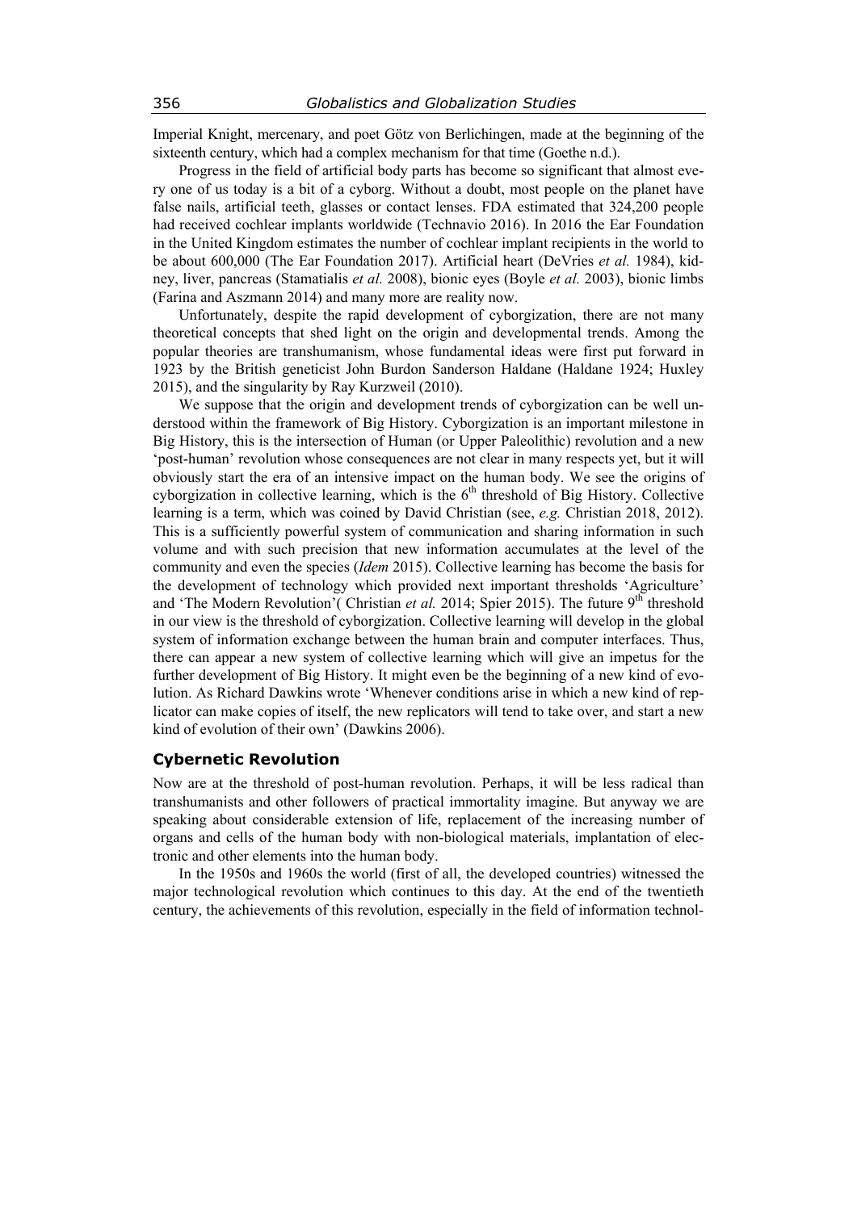Imperial Knight, mercenary, and poet Götz von Berlichingen, made at the beginning of the sixteenth century, which had a complex mechanism for that time (Goethe n.d.).

Progress in the field of artificial body parts has become so significant that almost every one of us today is a bit of a cyborg. Without a doubt, most people on the planet have false nails, artificial teeth, glasses or contact lenses. FDA estimated that 324,200 people had received cochlear implants worldwide (Technavio 2016). In 2016 the Ear Foundation in the United Kingdom estimates the number of cochlear implant recipients in the world to be about 600,000 (The Ear Foundation 2017). Artificial heart (DeVries *et al.* 1984), kidney, liver, pancreas (Stamatialis *et al.* 2008), bionic eyes (Boyle *et al.* 2003), bionic limbs (Farina and Aszmann 2014) and many more are reality now.

Unfortunately, despite the rapid development of cyborgization, there are not many theoretical concepts that shed light on the origin and developmental trends. Among the popular theories are transhumanism, whose fundamental ideas were first put forward in 1923 by the British geneticist John Burdon Sanderson Haldane (Haldane 1924; Huxley 2015), and the singularity by Ray Kurzweil (2010).

We suppose that the origin and development trends of cyborgization can be well understood within the framework of Big History. Cyborgization is an important milestone in Big History, this is the intersection of Human (or Upper Paleolithic) revolution and a new 'post-human' revolution whose consequences are not clear in many respects yet, but it will obviously start the era of an intensive impact on the human body. We see the origins of cyborgization in collective learning, which is the 6th threshold of Big History. Collective learning is a term, which was coined by David Christian (see, *e.g.* Christian 2018, 2012). This is a sufficiently powerful system of communication and sharing information in such volume and with such precision that new information accumulates at the level of the community and even the species (*Idem* 2015). Collective learning has become the basis for the development of technology which provided next important thresholds 'Agriculture' and 'The Modern Revolution'( Christian *et al.* 2014; Spier 2015). The future 9th threshold in our view is the threshold of cyborgization. Collective learning will develop in the global system of information exchange between the human brain and computer interfaces. Thus, there can appear a new system of collective learning which will give an impetus for the further development of Big History. It might even be the beginning of a new kind of evolution. As Richard Dawkins wrote 'Whenever conditions arise in which a new kind of replicator can make copies of itself, the new replicators will tend to take over, and start a new kind of evolution of their own' (Dawkins 2006).

## Cybernetic Revolution

Now are at the threshold of post-human revolution. Perhaps, it will be less radical than transhumanists and other followers of practical immortality imagine. But anyway we are speaking about considerable extension of life, replacement of the increasing number of organs and cells of the human body with non-biological materials, implantation of electronic and other elements into the human body.

In the 1950s and 1960s the world (first of all, the developed countries) witnessed the major technological revolution which continues to this day. At the end of the twentieth century, the achievements of this revolution, especially in the field of information technol-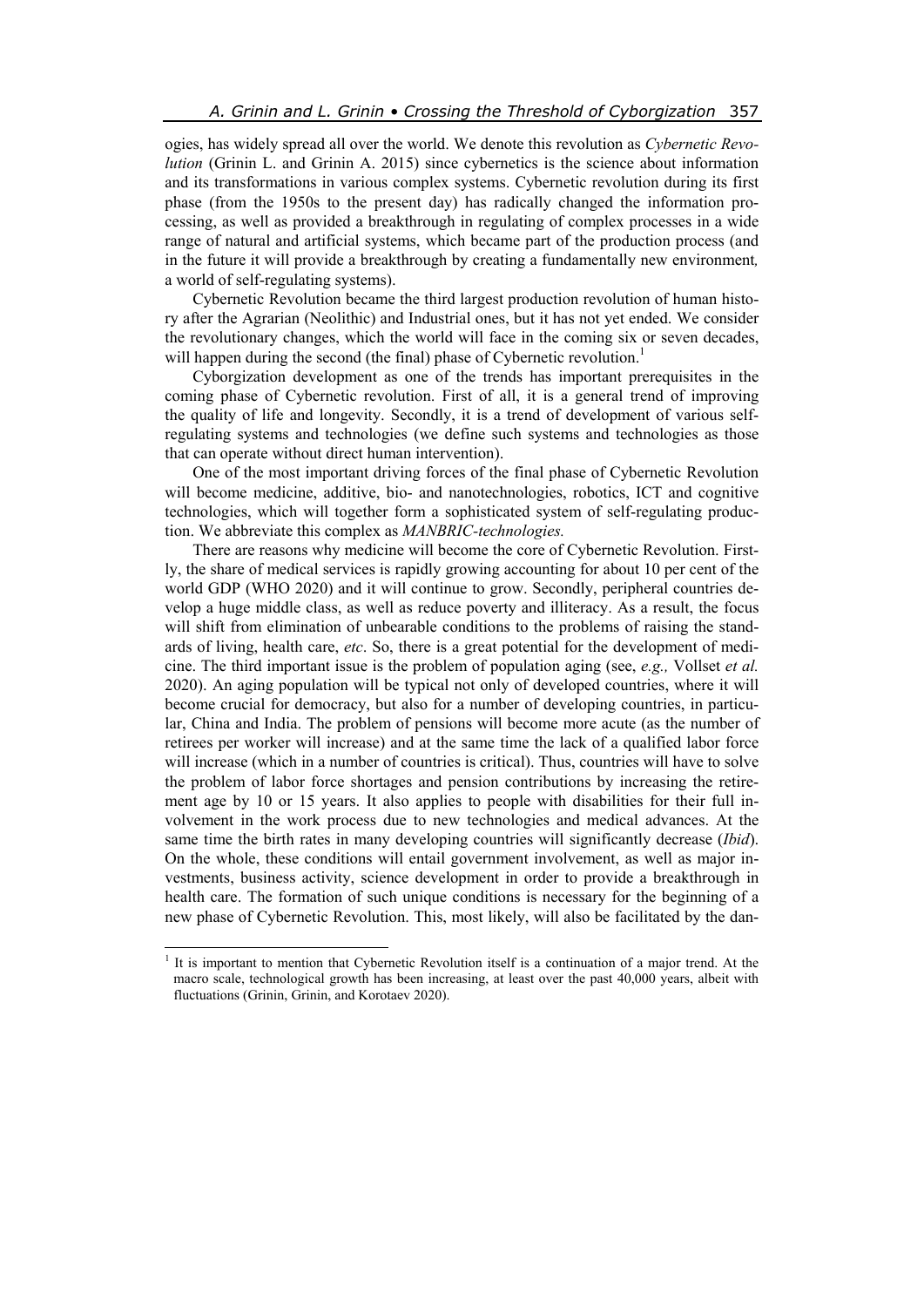ogies, has widely spread all over the world. We denote this revolution as *Cybernetic Revolution* (Grinin L. and Grinin A. 2015) since cybernetics is the science about information and its transformations in various complex systems. Cybernetic revolution during its first phase (from the 1950s to the present day) has radically changed the information processing, as well as provided a breakthrough in regulating of complex processes in a wide range of natural and artificial systems, which became part of the production process (and in the future it will provide a breakthrough by creating a fundamentally new environment*,* a world of self-regulating systems).

Cybernetic Revolution became the third largest production revolution of human history after the Agrarian (Neolithic) and Industrial ones, but it has not yet ended. We consider the revolutionary changes, which the world will face in the coming six or seven decades, will happen during the second (the final) phase of Cybernetic revolution.[1]

Cyborgization development as one of the trends has important prerequisites in the coming phase of Cybernetic revolution. First of all, it is a general trend of improving the quality of life and longevity. Secondly, it is a trend of development of various self-regulating systems and technologies (we define such systems and technologies as those that can operate without direct human intervention).

One of the most important driving forces of the final phase of Cybernetic Revolution will become medicine, additive, bio- and nanotechnologies, robotics, ICT and cognitive technologies, which will together form a sophisticated system of self-regulating production. We abbreviate this complex as *MANBRIC-technologies.*

There are reasons why medicine will become the core of Cybernetic Revolution. Firstly, the share of medical services is rapidly growing accounting for about 10 per cent of the world GDP (WHO 2020) and it will continue to grow. Secondly, peripheral countries develop a huge middle class, as well as reduce poverty and illiteracy. As a result, the focus will shift from elimination of unbearable conditions to the problems of raising the standards of living, health care, *etc*. So, there is a great potential for the development of medicine. The third important issue is the problem of population aging (see, *e.g.,* Vollset *et al.* 2020). An aging population will be typical not only of developed countries, where it will become crucial for democracy, but also for a number of developing countries, in particular, China and India. The problem of pensions will become more acute (as the number of retirees per worker will increase) and at the same time the lack of a qualified labor force will increase (which in a number of countries is critical). Thus, countries will have to solve the problem of labor force shortages and pension contributions by increasing the retirement age by 10 or 15 years. It also applies to people with disabilities for their full involvement in the work process due to new technologies and medical advances. At the same time the birth rates in many developing countries will significantly decrease (*Ibid*). On the whole, these conditions will entail government involvement, as well as major investments, business activity, science development in order to provide a breakthrough in health care. The formation of such unique conditions is necessary for the beginning of a new phase of Cybernetic Revolution. This, most likely, will also be facilitated by the dan-

[1] It is important to mention that Cybernetic Revolution itself is a continuation of a major trend. At the macro scale, technological growth has been increasing, at least over the past 40,000 years, albeit with fluctuations (Grinin, Grinin, and Korotaev 2020).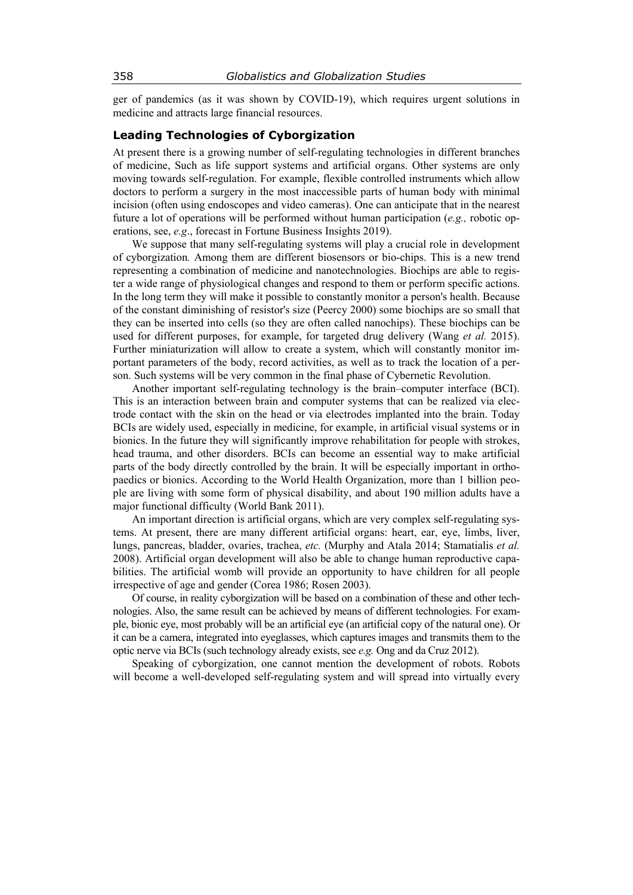ger of pandemics (as it was shown by COVID-19), which requires urgent solutions in medicine and attracts large financial resources.

## Leading Technologies of Cyborgization

At present there is a growing number of self-regulating technologies in different branches of medicine, Such as life support systems and artificial organs. Other systems are only moving towards self-regulation. For example, flexible controlled instruments which allow doctors to perform a surgery in the most inaccessible parts of human body with minimal incision (often using endoscopes and video cameras). One can anticipate that in the nearest future a lot of operations will be performed without human participation (*e.g.,* robotic operations, see, *e.g*., forecast in Fortune Business Insights 2019).

We suppose that many self-regulating systems will play a crucial role in development of cyborgization*.* Among them are different biosensors or bio-chips. This is a new trend representing a combination of medicine and nanotechnologies. Biochips are able to register a wide range of physiological changes and respond to them or perform specific actions. In the long term they will make it possible to constantly monitor a person's health. Because of the constant diminishing of resistor's size (Peercy 2000) some biochips are so small that they can be inserted into cells (so they are often called nanochips). These biochips can be used for different purposes, for example, for targeted drug delivery (Wang *et al.* 2015). Further miniaturization will allow to create a system, which will constantly monitor important parameters of the body, record activities, as well as to track the location of a person. Such systems will be very common in the final phase of Cybernetic Revolution.

Another important self-regulating technology is the brain–computer interface (BCI). This is an interaction between brain and computer systems that can be realized via electrode contact with the skin on the head or via electrodes implanted into the brain. Today BCIs are widely used, especially in medicine, for example, in artificial visual systems or in bionics. In the future they will significantly improve rehabilitation for people with strokes, head trauma, and other disorders. BCIs can become an essential way to make artificial parts of the body directly controlled by the brain. It will be especially important in orthopaedics or bionics. According to the World Health Organization, more than 1 billion people are living with some form of physical disability, and about 190 million adults have a major functional difficulty (World Bank 2011).

An important direction is artificial organs, which are very complex self-regulating systems. At present, there are many different artificial organs: heart, ear, eye, limbs, liver, lungs, pancreas, bladder, ovaries, trachea, *etc.* (Murphy and Atala 2014; Stamatialis *et al.* 2008). Artificial organ development will also be able to change human reproductive capabilities. The artificial womb will provide an opportunity to have children for all people irrespective of age and gender (Corea 1986; Rosen 2003).

Of course, in reality cyborgization will be based on a combination of these and other technologies. Also, the same result can be achieved by means of different technologies. For example, bionic eye, most probably will be an artificial eye (an artificial copy of the natural one). Or it can be a camera, integrated into eyeglasses, which captures images and transmits them to the optic nerve via BCIs (such technology already exists, see *e.g.* Ong and da Cruz 2012).

Speaking of cyborgization, one cannot mention the development of robots. Robots will become a well-developed self-regulating system and will spread into virtually every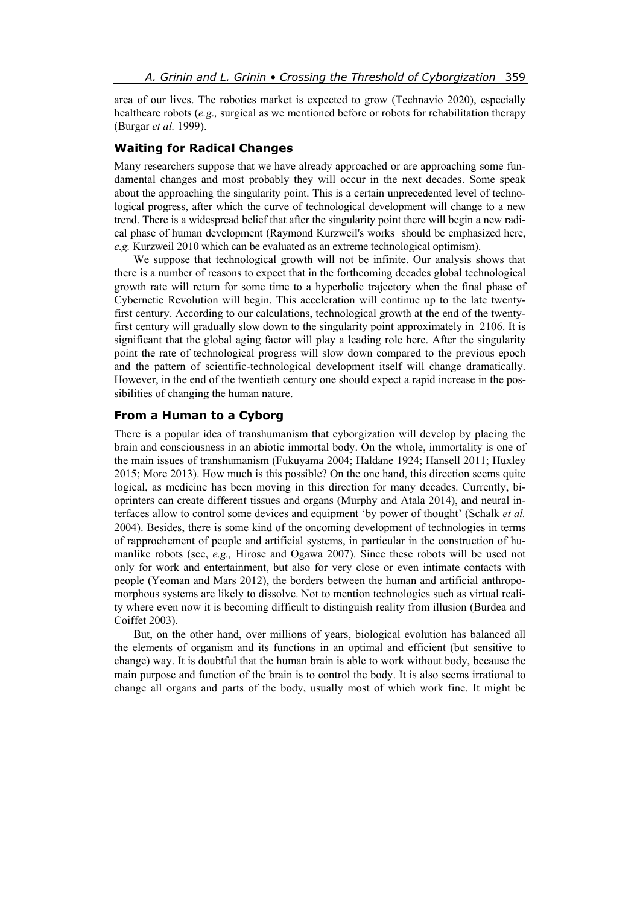area of our lives. The robotics market is expected to grow (Technavio 2020), especially healthcare robots (*e.g.,* surgical as we mentioned before or robots for rehabilitation therapy (Burgar *et al.* 1999).

## Waiting for Radical Changes

Many researchers suppose that we have already approached or are approaching some fundamental changes and most probably they will occur in the next decades. Some speak about the approaching the singularity point. This is a certain unprecedented level of technological progress, after which the curve of technological development will change to a new trend. There is a widespread belief that after the singularity point there will begin a new radical phase of human development (Raymond Kurzweil's works should be emphasized here, *e.g.* Kurzweil 2010 which can be evaluated as an extreme technological optimism).

We suppose that technological growth will not be infinite. Our analysis shows that there is a number of reasons to expect that in the forthcoming decades global technological growth rate will return for some time to a hyperbolic trajectory when the final phase of Cybernetic Revolution will begin. This acceleration will continue up to the late twenty-first century. According to our calculations, technological growth at the end of the twenty-first century will gradually slow down to the singularity point approximately in 2106. It is significant that the global aging factor will play a leading role here. After the singularity point the rate of technological progress will slow down compared to the previous epoch and the pattern of scientific-technological development itself will change dramatically. However, in the end of the twentieth century one should expect a rapid increase in the possibilities of changing the human nature.

## From a Human to a Cyborg

There is a popular idea of transhumanism that cyborgization will develop by placing the brain and consciousness in an abiotic immortal body. On the whole, immortality is one of the main issues of transhumanism (Fukuyama 2004; Haldane 1924; Hansell 2011; Huxley 2015; More 2013). How much is this possible? On the one hand, this direction seems quite logical, as medicine has been moving in this direction for many decades. Currently, bioprinters can create different tissues and organs (Murphy and Atala 2014), and neural interfaces allow to control some devices and equipment 'by power of thought' (Schalk *et al.* 2004). Besides, there is some kind of the oncoming development of technologies in terms of rapprochement of people and artificial systems, in particular in the construction of humanlike robots (see, *e.g.,* Hirose and Ogawa 2007). Since these robots will be used not only for work and entertainment, but also for very close or even intimate contacts with people (Yeoman and Mars 2012), the borders between the human and artificial anthropomorphous systems are likely to dissolve. Not to mention technologies such as virtual reality where even now it is becoming difficult to distinguish reality from illusion (Burdea and Coiffet 2003).

But, on the other hand, over millions of years, biological evolution has balanced all the elements of organism and its functions in an optimal and efficient (but sensitive to change) way. It is doubtful that the human brain is able to work without body, because the main purpose and function of the brain is to control the body. It is also seems irrational to change all organs and parts of the body, usually most of which work fine. It might be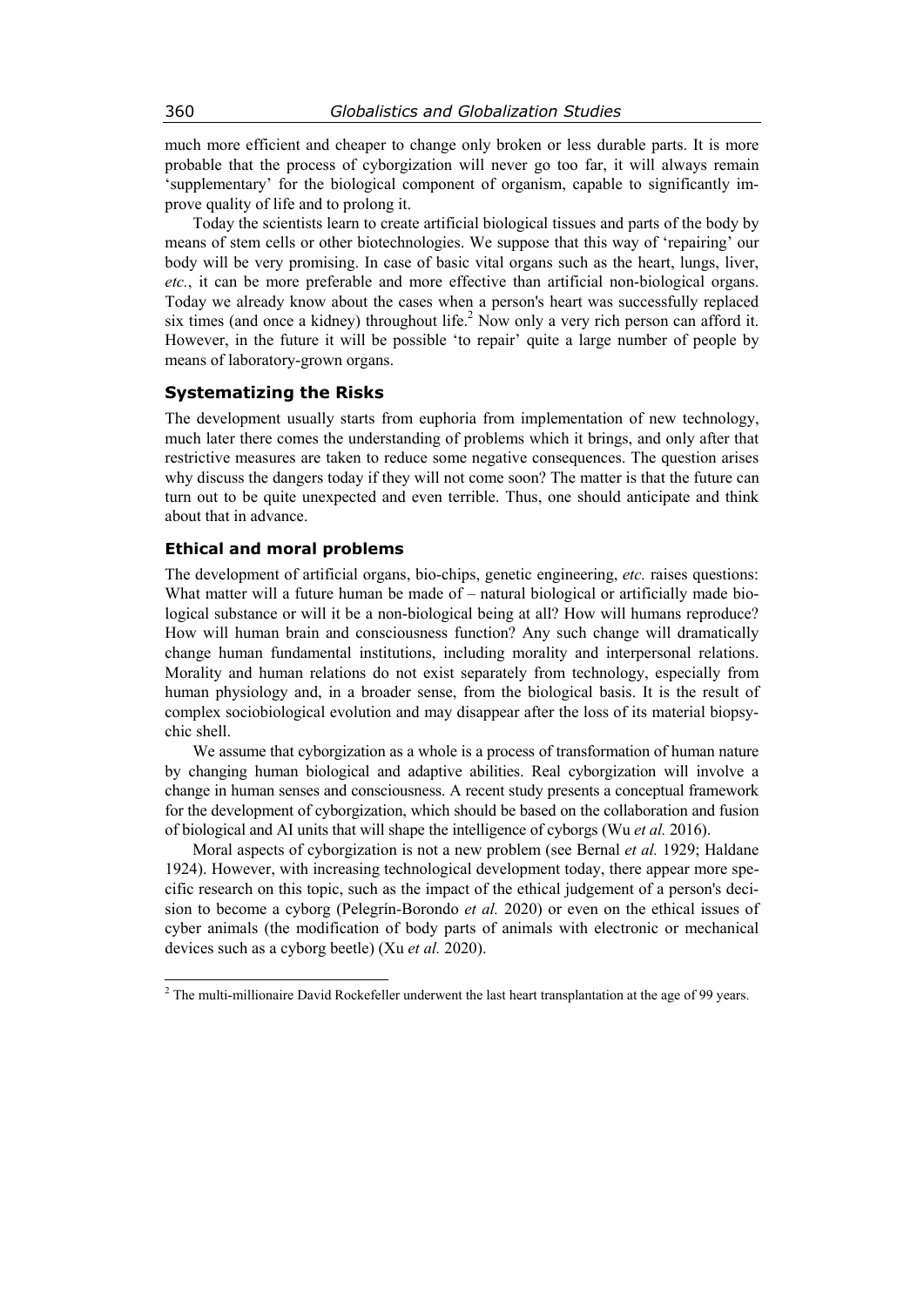much more efficient and cheaper to change only broken or less durable parts. It is more probable that the process of cyborgization will never go too far, it will always remain 'supplementary' for the biological component of organism, capable to significantly improve quality of life and to prolong it.

Today the scientists learn to create artificial biological tissues and parts of the body by means of stem cells or other biotechnologies. We suppose that this way of 'repairing' our body will be very promising. In case of basic vital organs such as the heart, lungs, liver, *etc.*, it can be more preferable and more effective than artificial non-biological organs. Today we already know about the cases when a person's heart was successfully replaced six times (and once a kidney) throughout life.[2] Now only a very rich person can afford it. However, in the future it will be possible 'to repair' quite a large number of people by means of laboratory-grown organs.

### Systematizing the Risks

The development usually starts from euphoria from implementation of new technology, much later there comes the understanding of problems which it brings, and only after that restrictive measures are taken to reduce some negative consequences. The question arises why discuss the dangers today if they will not come soon? The matter is that the future can turn out to be quite unexpected and even terrible. Thus, one should anticipate and think about that in advance.

### Ethical and moral problems

The development of artificial organs, bio-chips, genetic engineering, *etc.* raises questions: What matter will a future human be made of – natural biological or artificially made biological substance or will it be a non-biological being at all? How will humans reproduce? How will human brain and consciousness function? Any such change will dramatically change human fundamental institutions, including morality and interpersonal relations. Morality and human relations do not exist separately from technology, especially from human physiology and, in a broader sense, from the biological basis. It is the result of complex sociobiological evolution and may disappear after the loss of its material biopsychic shell.

We assume that cyborgization as a whole is a process of transformation of human nature by changing human biological and adaptive abilities. Real cyborgization will involve a change in human senses and consciousness. A recent study presents a conceptual framework for the development of cyborgization, which should be based on the collaboration and fusion of biological and AI units that will shape the intelligence of cyborgs (Wu *et al.* 2016).

Moral aspects of cyborgization is not a new problem (see Bernal *et al.* 1929; Haldane 1924). However, with increasing technological development today, there appear more specific research on this topic, such as the impact of the ethical judgement of a person's decision to become a cyborg (Pelegrín-Borondo *et al.* 2020) or even on the ethical issues of cyber animals (the modification of body parts of animals with electronic or mechanical devices such as a cyborg beetle) (Xu *et al.* 2020).

---

[2] The multi-millionaire David Rockefeller underwent the last heart transplantation at the age of 99 years.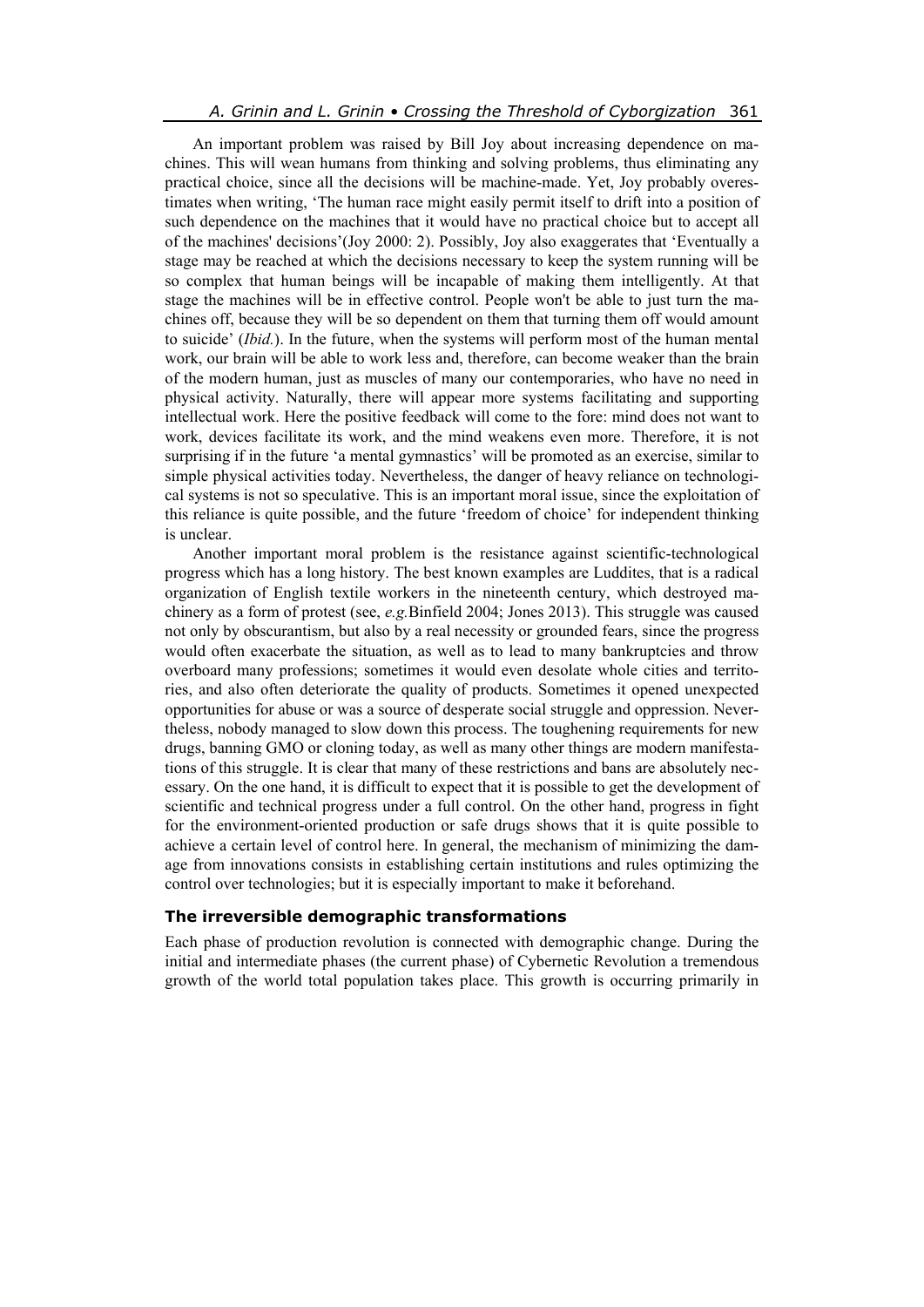An important problem was raised by Bill Joy about increasing dependence on machines. This will wean humans from thinking and solving problems, thus eliminating any practical choice, since all the decisions will be machine-made. Yet, Joy probably overestimates when writing, 'The human race might easily permit itself to drift into a position of such dependence on the machines that it would have no practical choice but to accept all of the machines' decisions'(Joy 2000: 2). Possibly, Joy also exaggerates that 'Eventually a stage may be reached at which the decisions necessary to keep the system running will be so complex that human beings will be incapable of making them intelligently. At that stage the machines will be in effective control. People won't be able to just turn the machines off, because they will be so dependent on them that turning them off would amount to suicide' (*Ibid.*). In the future, when the systems will perform most of the human mental work, our brain will be able to work less and, therefore, can become weaker than the brain of the modern human, just as muscles of many our contemporaries, who have no need in physical activity. Naturally, there will appear more systems facilitating and supporting intellectual work. Here the positive feedback will come to the fore: mind does not want to work, devices facilitate its work, and the mind weakens even more. Therefore, it is not surprising if in the future 'a mental gymnastics' will be promoted as an exercise, similar to simple physical activities today. Nevertheless, the danger of heavy reliance on technological systems is not so speculative. This is an important moral issue, since the exploitation of this reliance is quite possible, and the future 'freedom of choice' for independent thinking is unclear.

Another important moral problem is the resistance against scientific-technological progress which has a long history. The best known examples are Luddites, that is a radical organization of English textile workers in the nineteenth century, which destroyed machinery as a form of protest (see, *e.g.*Binfield 2004; Jones 2013). This struggle was caused not only by obscurantism, but also by a real necessity or grounded fears, since the progress would often exacerbate the situation, as well as to lead to many bankruptcies and throw overboard many professions; sometimes it would even desolate whole cities and territories, and also often deteriorate the quality of products. Sometimes it opened unexpected opportunities for abuse or was a source of desperate social struggle and oppression. Nevertheless, nobody managed to slow down this process. The toughening requirements for new drugs, banning GMO or cloning today, as well as many other things are modern manifestations of this struggle. It is clear that many of these restrictions and bans are absolutely necessary. On the one hand, it is difficult to expect that it is possible to get the development of scientific and technical progress under a full control. On the other hand, progress in fight for the environment-oriented production or safe drugs shows that it is quite possible to achieve a certain level of control here. In general, the mechanism of minimizing the damage from innovations consists in establishing certain institutions and rules optimizing the control over technologies; but it is especially important to make it beforehand.

### The irreversible demographic transformations

Each phase of production revolution is connected with demographic change. During the initial and intermediate phases (the current phase) of Cybernetic Revolution a tremendous growth of the world total population takes place. This growth is occurring primarily in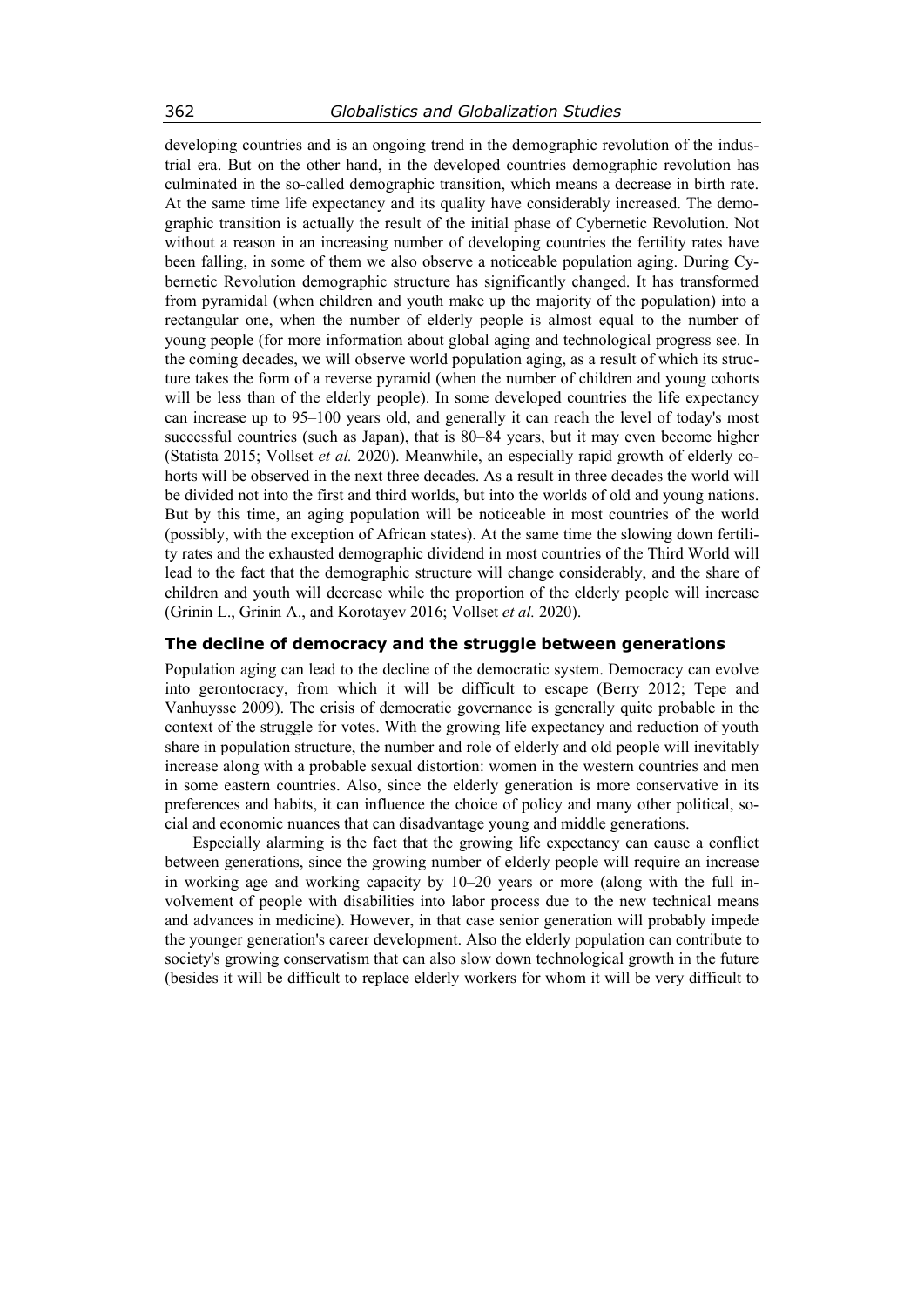developing countries and is an ongoing trend in the demographic revolution of the industrial era. But on the other hand, in the developed countries demographic revolution has culminated in the so-called demographic transition, which means a decrease in birth rate. At the same time life expectancy and its quality have considerably increased. The demographic transition is actually the result of the initial phase of Cybernetic Revolution. Not without a reason in an increasing number of developing countries the fertility rates have been falling, in some of them we also observe a noticeable population aging. During Cybernetic Revolution demographic structure has significantly changed. It has transformed from pyramidal (when children and youth make up the majority of the population) into a rectangular one, when the number of elderly people is almost equal to the number of young people (for more information about global aging and technological progress see. In the coming decades, we will observe world population aging, as a result of which its structure takes the form of a reverse pyramid (when the number of children and young cohorts will be less than of the elderly people). In some developed countries the life expectancy can increase up to 95–100 years old, and generally it can reach the level of today's most successful countries (such as Japan), that is 80–84 years, but it may even become higher (Statista 2015; Vollset *et al.* 2020). Meanwhile, an especially rapid growth of elderly cohorts will be observed in the next three decades. As a result in three decades the world will be divided not into the first and third worlds, but into the worlds of old and young nations. But by this time, an aging population will be noticeable in most countries of the world (possibly, with the exception of African states). At the same time the slowing down fertility rates and the exhausted demographic dividend in most countries of the Third World will lead to the fact that the demographic structure will change considerably, and the share of children and youth will decrease while the proportion of the elderly people will increase (Grinin L., Grinin A., and Korotayev 2016; Vollset *et al.* 2020).

### The decline of democracy and the struggle between generations

Population aging can lead to the decline of the democratic system. Democracy can evolve into gerontocracy, from which it will be difficult to escape (Berry 2012; Tepe and Vanhuysse 2009). The crisis of democratic governance is generally quite probable in the context of the struggle for votes. With the growing life expectancy and reduction of youth share in population structure, the number and role of elderly and old people will inevitably increase along with a probable sexual distortion: women in the western countries and men in some eastern countries. Also, since the elderly generation is more conservative in its preferences and habits, it can influence the choice of policy and many other political, social and economic nuances that can disadvantage young and middle generations.

Especially alarming is the fact that the growing life expectancy can cause a conflict between generations, since the growing number of elderly people will require an increase in working age and working capacity by 10–20 years or more (along with the full involvement of people with disabilities into labor process due to the new technical means and advances in medicine). However, in that case senior generation will probably impede the younger generation's career development. Also the elderly population can contribute to society's growing conservatism that can also slow down technological growth in the future (besides it will be difficult to replace elderly workers for whom it will be very difficult to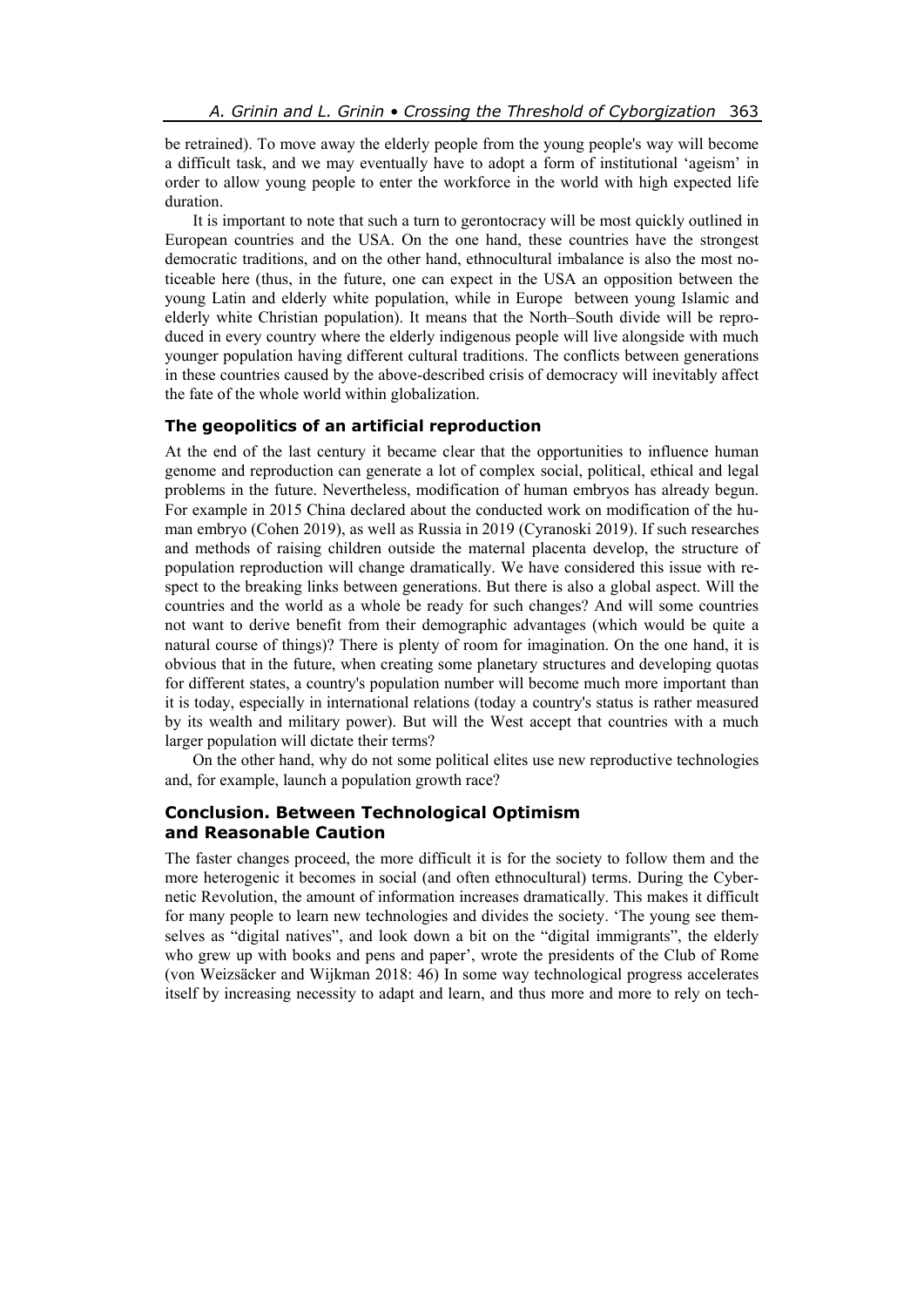be retrained). To move away the elderly people from the young people's way will become a difficult task, and we may eventually have to adopt a form of institutional 'ageism' in order to allow young people to enter the workforce in the world with high expected life duration.

It is important to note that such a turn to gerontocracy will be most quickly outlined in European countries and the USA. On the one hand, these countries have the strongest democratic traditions, and on the other hand, ethnocultural imbalance is also the most noticeable here (thus, in the future, one can expect in the USA an opposition between the young Latin and elderly white population, while in Europe between young Islamic and elderly white Christian population). It means that the North–South divide will be reproduced in every country where the elderly indigenous people will live alongside with much younger population having different cultural traditions. The conflicts between generations in these countries caused by the above-described crisis of democracy will inevitably affect the fate of the whole world within globalization.

### The geopolitics of an artificial reproduction

At the end of the last century it became clear that the opportunities to influence human genome and reproduction can generate a lot of complex social, political, ethical and legal problems in the future. Nevertheless, modification of human embryos has already begun. For example in 2015 China declared about the conducted work on modification of the human embryo (Cohen 2019), as well as Russia in 2019 (Cyranoski 2019). If such researches and methods of raising children outside the maternal placenta develop, the structure of population reproduction will change dramatically. We have considered this issue with respect to the breaking links between generations. But there is also a global aspect. Will the countries and the world as a whole be ready for such changes? And will some countries not want to derive benefit from their demographic advantages (which would be quite a natural course of things)? There is plenty of room for imagination. On the one hand, it is obvious that in the future, when creating some planetary structures and developing quotas for different states, a country's population number will become much more important than it is today, especially in international relations (today a country's status is rather measured by its wealth and military power). But will the West accept that countries with a much larger population will dictate their terms?

On the other hand, why do not some political elites use new reproductive technologies and, for example, launch a population growth race?

## Conclusion. Between Technological Optimism and Reasonable Caution

The faster changes proceed, the more difficult it is for the society to follow them and the more heterogenic it becomes in social (and often ethnocultural) terms. During the Cybernetic Revolution, the amount of information increases dramatically. This makes it difficult for many people to learn new technologies and divides the society. 'The young see themselves as "digital natives", and look down a bit on the "digital immigrants", the elderly who grew up with books and pens and paper', wrote the presidents of the Club of Rome (von Weizsäcker and Wijkman 2018: 46) In some way technological progress accelerates itself by increasing necessity to adapt and learn, and thus more and more to rely on tech-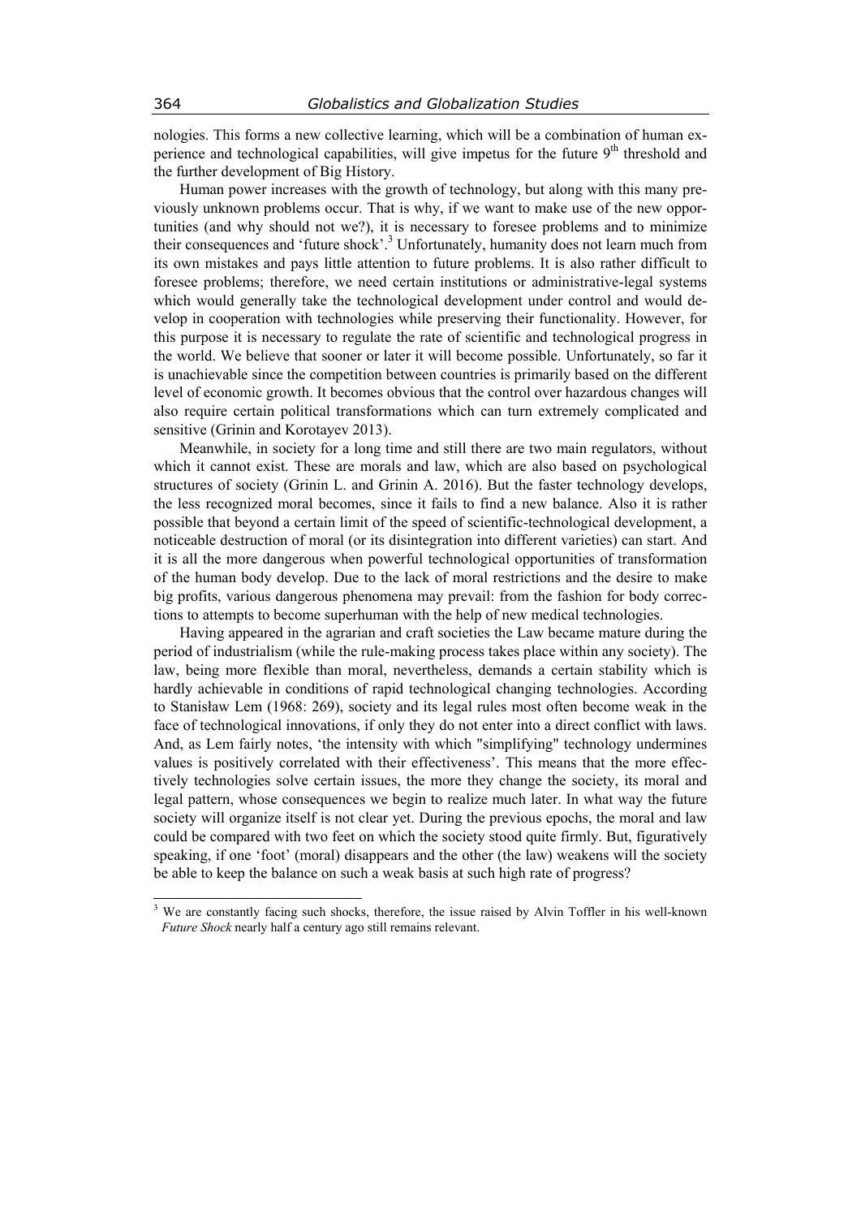nologies. This forms a new collective learning, which will be a combination of human experience and technological capabilities, will give impetus for the future 9th threshold and the further development of Big History.

Human power increases with the growth of technology, but along with this many previously unknown problems occur. That is why, if we want to make use of the new opportunities (and why should not we?), it is necessary to foresee problems and to minimize their consequences and 'future shock'.[3] Unfortunately, humanity does not learn much from its own mistakes and pays little attention to future problems. It is also rather difficult to foresee problems; therefore, we need certain institutions or administrative-legal systems which would generally take the technological development under control and would develop in cooperation with technologies while preserving their functionality. However, for this purpose it is necessary to regulate the rate of scientific and technological progress in the world. We believe that sooner or later it will become possible. Unfortunately, so far it is unachievable since the competition between countries is primarily based on the different level of economic growth. It becomes obvious that the control over hazardous changes will also require certain political transformations which can turn extremely complicated and sensitive (Grinin and Korotayev 2013).

Meanwhile, in society for a long time and still there are two main regulators, without which it cannot exist. These are morals and law, which are also based on psychological structures of society (Grinin L. and Grinin A. 2016). But the faster technology develops, the less recognized moral becomes, since it fails to find a new balance. Also it is rather possible that beyond a certain limit of the speed of scientific-technological development, a noticeable destruction of moral (or its disintegration into different varieties) can start. And it is all the more dangerous when powerful technological opportunities of transformation of the human body develop. Due to the lack of moral restrictions and the desire to make big profits, various dangerous phenomena may prevail: from the fashion for body corrections to attempts to become superhuman with the help of new medical technologies.

Having appeared in the agrarian and craft societies the Law became mature during the period of industrialism (while the rule-making process takes place within any society). The law, being more flexible than moral, nevertheless, demands a certain stability which is hardly achievable in conditions of rapid technological changing technologies. According to Stanisław Lem (1968: 269), society and its legal rules most often become weak in the face of technological innovations, if only they do not enter into a direct conflict with laws. And, as Lem fairly notes, 'the intensity with which "simplifying" technology undermines values is positively correlated with their effectiveness'. This means that the more effectively technologies solve certain issues, the more they change the society, its moral and legal pattern, whose consequences we begin to realize much later. In what way the future society will organize itself is not clear yet. During the previous epochs, the moral and law could be compared with two feet on which the society stood quite firmly. But, figuratively speaking, if one 'foot' (moral) disappears and the other (the law) weakens will the society be able to keep the balance on such a weak basis at such high rate of progress?

[3] We are constantly facing such shocks, therefore, the issue raised by Alvin Toffler in his well-known *Future Shock* nearly half a century ago still remains relevant.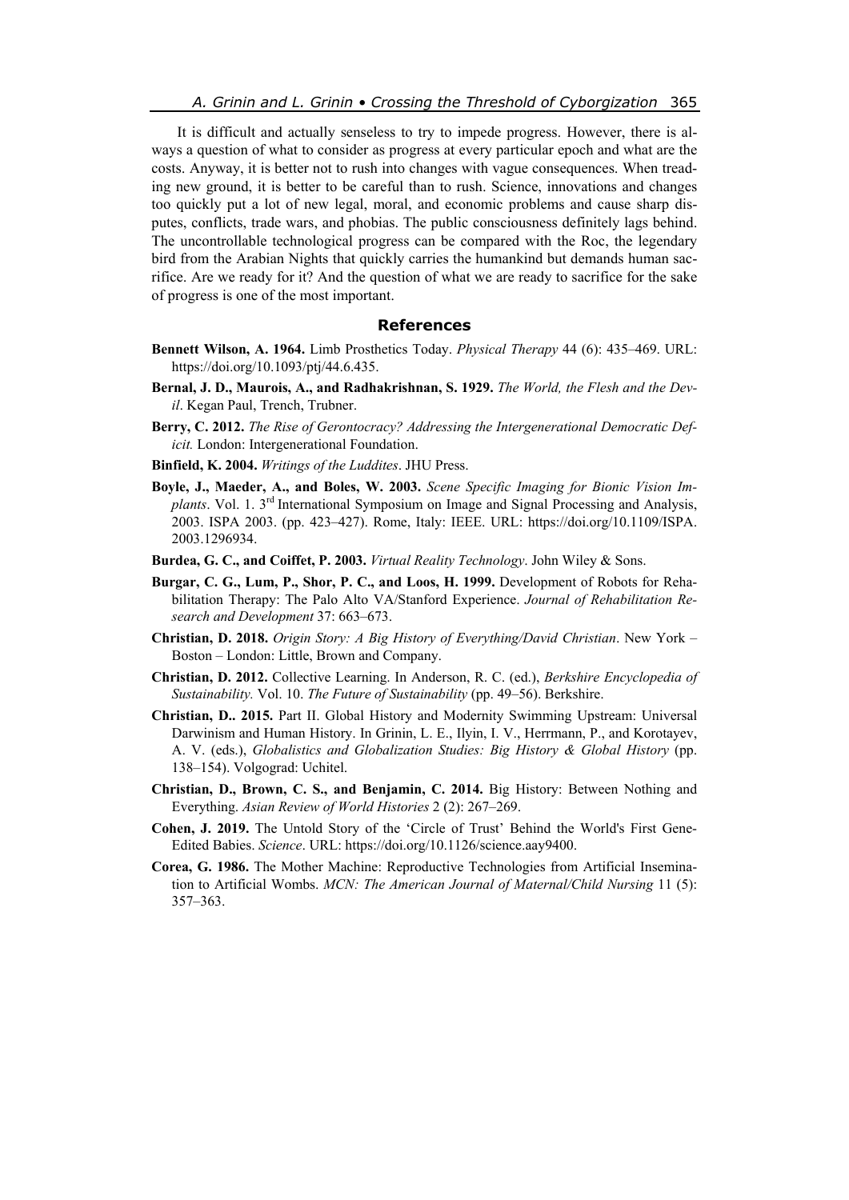It is difficult and actually senseless to try to impede progress. However, there is always a question of what to consider as progress at every particular epoch and what are the costs. Anyway, it is better not to rush into changes with vague consequences. When treading new ground, it is better to be careful than to rush. Science, innovations and changes too quickly put a lot of new legal, moral, and economic problems and cause sharp disputes, conflicts, trade wars, and phobias. The public consciousness definitely lags behind. The uncontrollable technological progress can be compared with the Roc, the legendary bird from the Arabian Nights that quickly carries the humankind but demands human sacrifice. Are we ready for it? And the question of what we are ready to sacrifice for the sake of progress is one of the most important.

## References

**Bennett Wilson, A. 1964.** Limb Prosthetics Today. *Physical Therapy* 44 (6): 435–469. URL: https://doi.org/10.1093/ptj/44.6.435.

**Bernal, J. D., Maurois, A., and Radhakrishnan, S. 1929.** *The World, the Flesh and the Devil*. Kegan Paul, Trench, Trubner.

**Berry, C. 2012.** *The Rise of Gerontocracy? Addressing the Intergenerational Democratic Deficit.* London: Intergenerational Foundation.

**Binfield, K. 2004.** *Writings of the Luddites*. JHU Press.

**Boyle, J., Maeder, A., and Boles, W. 2003.** *Scene Specific Imaging for Bionic Vision Implants*. Vol. 1. 3rd International Symposium on Image and Signal Processing and Analysis, 2003. ISPA 2003. (pp. 423–427). Rome, Italy: IEEE. URL: https://doi.org/10.1109/ISPA.2003.1296934.

**Burdea, G. C., and Coiffet, P. 2003.** *Virtual Reality Technology*. John Wiley & Sons.

**Burgar, C. G., Lum, P., Shor, P. C., and Loos, H. 1999.** Development of Robots for Rehabilitation Therapy: The Palo Alto VA/Stanford Experience. *Journal of Rehabilitation Research and Development* 37: 663–673.

**Christian, D. 2018.** *Origin Story: A Big History of Everything/David Christian*. New York – Boston – London: Little, Brown and Company.

**Christian, D. 2012.** Collective Learning. In Anderson, R. C. (ed.), *Berkshire Encyclopedia of Sustainability.* Vol. 10. *The Future of Sustainability* (pp. 49–56). Berkshire.

**Christian, D.. 2015.** Part II. Global History and Modernity Swimming Upstream: Universal Darwinism and Human History. In Grinin, L. E., Ilyin, I. V., Herrmann, P., and Korotayev, A. V. (eds.), *Globalistics and Globalization Studies: Big History & Global History* (pp. 138–154). Volgograd: Uchitel.

**Christian, D., Brown, C. S., and Benjamin, C. 2014.** Big History: Between Nothing and Everything. *Asian Review of World Histories* 2 (2): 267–269.

**Cohen, J. 2019.** The Untold Story of the 'Circle of Trust' Behind the World's First Gene-Edited Babies. *Science*. URL: https://doi.org/10.1126/science.aay9400.

**Corea, G. 1986.** The Mother Machine: Reproductive Technologies from Artificial Insemination to Artificial Wombs. *MCN: The American Journal of Maternal/Child Nursing* 11 (5): 357–363.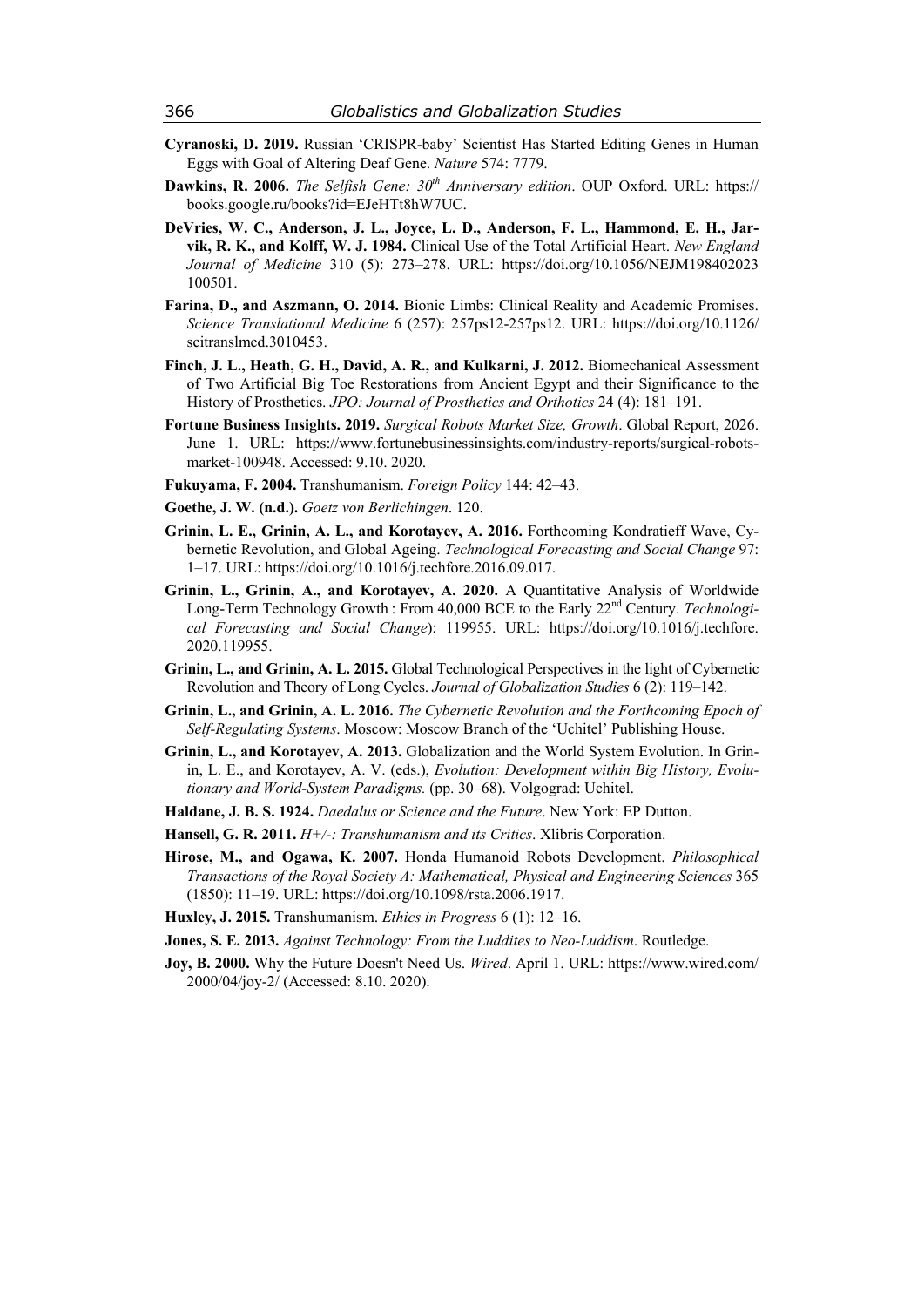**Cyranoski, D. 2019.** Russian 'CRISPR-baby' Scientist Has Started Editing Genes in Human Eggs with Goal of Altering Deaf Gene. *Nature* 574: 7779.

**Dawkins, R. 2006.** *The Selfish Gene: 30th Anniversary edition*. OUP Oxford. URL: https://books.google.ru/books?id=EJeHTt8hW7UC.

**DeVries, W. C., Anderson, J. L., Joyce, L. D., Anderson, F. L., Hammond, E. H., Jarvik, R. K., and Kolff, W. J. 1984.** Clinical Use of the Total Artificial Heart. *New England Journal of Medicine* 310 (5): 273–278. URL: https://doi.org/10.1056/NEJM198402023100501.

**Farina, D., and Aszmann, O. 2014.** Bionic Limbs: Clinical Reality and Academic Promises. *Science Translational Medicine* 6 (257): 257ps12-257ps12. URL: https://doi.org/10.1126/scitranslmed.3010453.

**Finch, J. L., Heath, G. H., David, A. R., and Kulkarni, J. 2012.** Biomechanical Assessment of Two Artificial Big Toe Restorations from Ancient Egypt and their Significance to the History of Prosthetics. *JPO: Journal of Prosthetics and Orthotics* 24 (4): 181–191.

**Fortune Business Insights. 2019.** *Surgical Robots Market Size, Growth*. Global Report, 2026. June 1. URL: https://www.fortunebusinessinsights.com/industry-reports/surgical-robots-market-100948. Accessed: 9.10. 2020.

**Fukuyama, F. 2004.** Transhumanism. *Foreign Policy* 144: 42–43.

**Goethe, J. W. (n.d.).** *Goetz von Berlichingen*. 120.

**Grinin, L. E., Grinin, A. L., and Korotayev, A. 2016.** Forthcoming Kondratieff Wave, Cybernetic Revolution, and Global Ageing. *Technological Forecasting and Social Change* 97: 1–17. URL: https://doi.org/10.1016/j.techfore.2016.09.017.

**Grinin, L., Grinin, A., and Korotayev, A. 2020.** A Quantitative Analysis of Worldwide Long-Term Technology Growth : From 40,000 BCE to the Early 22nd Century. *Technological Forecasting and Social Change*): 119955. URL: https://doi.org/10.1016/j.techfore.2020.119955.

**Grinin, L., and Grinin, A. L. 2015.** Global Technological Perspectives in the light of Cybernetic Revolution and Theory of Long Cycles. *Journal of Globalization Studies* 6 (2): 119–142.

**Grinin, L., and Grinin, A. L. 2016.** *The Cybernetic Revolution and the Forthcoming Epoch of Self-Regulating Systems*. Moscow: Moscow Branch of the 'Uchitel' Publishing House.

**Grinin, L., and Korotayev, A. 2013.** Globalization and the World System Evolution. In Grinin, L. E., and Korotayev, A. V. (eds.), *Evolution: Development within Big History, Evolutionary and World-System Paradigms.* (pp. 30–68). Volgograd: Uchitel.

**Haldane, J. B. S. 1924.** *Daedalus or Science and the Future*. New York: EP Dutton.

**Hansell, G. R. 2011.** *H+/-: Transhumanism and its Critics*. Xlibris Corporation.

**Hirose, M., and Ogawa, K. 2007.** Honda Humanoid Robots Development. *Philosophical Transactions of the Royal Society A: Mathematical, Physical and Engineering Sciences* 365 (1850): 11–19. URL: https://doi.org/10.1098/rsta.2006.1917.

**Huxley, J. 2015.** Transhumanism. *Ethics in Progress* 6 (1): 12–16.

**Jones, S. E. 2013.** *Against Technology: From the Luddites to Neo-Luddism*. Routledge.

**Joy, B. 2000.** Why the Future Doesn't Need Us. *Wired*. April 1. URL: https://www.wired.com/2000/04/joy-2/ (Accessed: 8.10. 2020).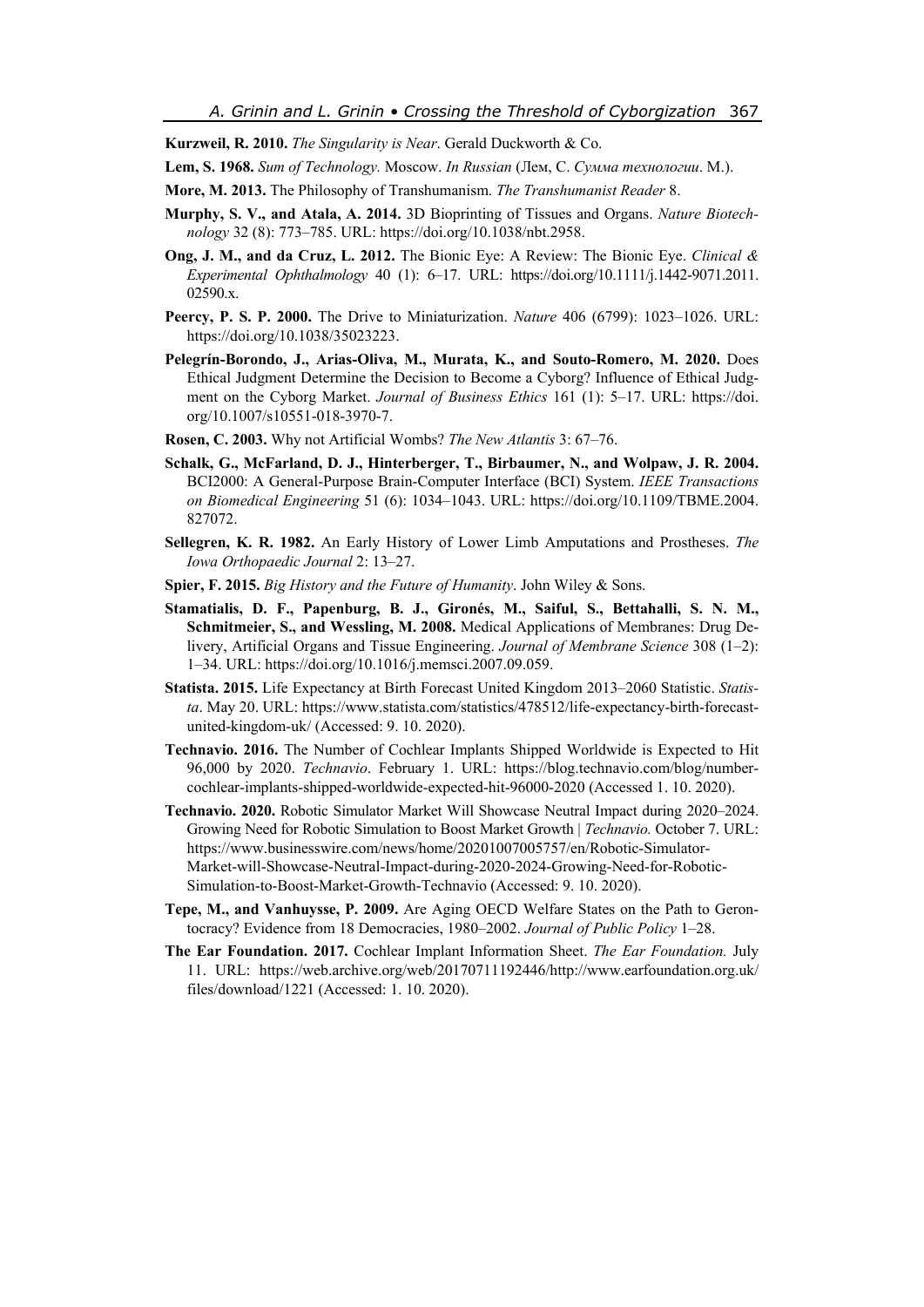**Kurzweil, R. 2010.** *The Singularity is Near*. Gerald Duckworth & Co.

**Lem, S. 1968.** *Sum of Technology.* Moscow. *In Russian* (Лем, С. *Сумма технологии*. М.).

**More, M. 2013.** The Philosophy of Transhumanism. *The Transhumanist Reader* 8.

**Murphy, S. V., and Atala, A. 2014.** 3D Bioprinting of Tissues and Organs. *Nature Biotechnology* 32 (8): 773–785. URL: https://doi.org/10.1038/nbt.2958.

**Ong, J. M., and da Cruz, L. 2012.** The Bionic Eye: A Review: The Bionic Eye. *Clinical & Experimental Ophthalmology* 40 (1): 6–17. URL: https://doi.org/10.1111/j.1442-9071.2011.02590.x.

**Peercy, P. S. P. 2000.** The Drive to Miniaturization. *Nature* 406 (6799): 1023–1026. URL: https://doi.org/10.1038/35023223.

**Pelegrín-Borondo, J., Arias-Oliva, M., Murata, K., and Souto-Romero, M. 2020.** Does Ethical Judgment Determine the Decision to Become a Cyborg? Influence of Ethical Judgment on the Cyborg Market. *Journal of Business Ethics* 161 (1): 5–17. URL: https://doi.org/10.1007/s10551-018-3970-7.

**Rosen, C. 2003.** Why not Artificial Wombs? *The New Atlantis* 3: 67–76.

**Schalk, G., McFarland, D. J., Hinterberger, T., Birbaumer, N., and Wolpaw, J. R. 2004.** BCI2000: A General-Purpose Brain-Computer Interface (BCI) System. *IEEE Transactions on Biomedical Engineering* 51 (6): 1034–1043. URL: https://doi.org/10.1109/TBME.2004.827072.

**Sellegren, K. R. 1982.** An Early History of Lower Limb Amputations and Prostheses. *The Iowa Orthopaedic Journal* 2: 13–27.

**Spier, F. 2015.** *Big History and the Future of Humanity*. John Wiley & Sons.

**Stamatialis, D. F., Papenburg, B. J., Gironés, M., Saiful, S., Bettahalli, S. N. M., Schmitmeier, S., and Wessling, M. 2008.** Medical Applications of Membranes: Drug Delivery, Artificial Organs and Tissue Engineering. *Journal of Membrane Science* 308 (1–2): 1–34. URL: https://doi.org/10.1016/j.memsci.2007.09.059.

**Statista. 2015.** Life Expectancy at Birth Forecast United Kingdom 2013–2060 Statistic. *Statista*. May 20. URL: https://www.statista.com/statistics/478512/life-expectancy-birth-forecast-united-kingdom-uk/ (Accessed: 9. 10. 2020).

**Technavio. 2016.** The Number of Cochlear Implants Shipped Worldwide is Expected to Hit 96,000 by 2020. *Technavio*. February 1. URL: https://blog.technavio.com/blog/number-cochlear-implants-shipped-worldwide-expected-hit-96000-2020 (Accessed 1. 10. 2020).

**Technavio. 2020.** Robotic Simulator Market Will Showcase Neutral Impact during 2020–2024. Growing Need for Robotic Simulation to Boost Market Growth | *Technavio.* October 7. URL: https://www.businesswire.com/news/home/20201007005757/en/Robotic-Simulator-Market-will-Showcase-Neutral-Impact-during-2020-2024-Growing-Need-for-Robotic-Simulation-to-Boost-Market-Growth-Technavio (Accessed: 9. 10. 2020).

**Tepe, M., and Vanhuysse, P. 2009.** Are Aging OECD Welfare States on the Path to Gerontocracy? Evidence from 18 Democracies, 1980–2002. *Journal of Public Policy* 1–28.

**The Ear Foundation. 2017.** Cochlear Implant Information Sheet. *The Ear Foundation.* July 11. URL: https://web.archive.org/web/20170711192446/http://www.earfoundation.org.uk/files/download/1221 (Accessed: 1. 10. 2020).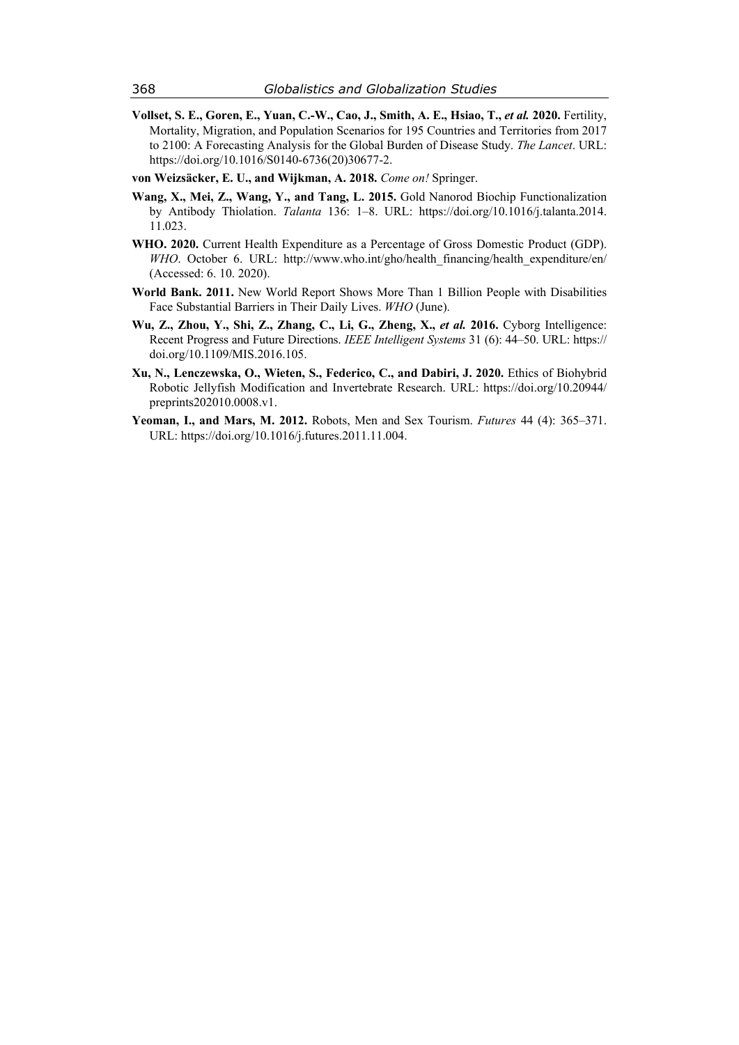**Vollset, S. E., Goren, E., Yuan, C.-W., Cao, J., Smith, A. E., Hsiao, T., *et al.* 2020.** Fertility, Mortality, Migration, and Population Scenarios for 195 Countries and Territories from 2017 to 2100: A Forecasting Analysis for the Global Burden of Disease Study. *The Lancet*. URL: https://doi.org/10.1016/S0140-6736(20)30677-2.

**von Weizsäcker, E. U., and Wijkman, A. 2018.** *Come on!* Springer.

**Wang, X., Mei, Z., Wang, Y., and Tang, L. 2015.** Gold Nanorod Biochip Functionalization by Antibody Thiolation. *Talanta* 136: 1–8. URL: https://doi.org/10.1016/j.talanta.2014.11.023.

**WHO. 2020.** Current Health Expenditure as a Percentage of Gross Domestic Product (GDP). *WHO*. October 6. URL: http://www.who.int/gho/health_financing/health_expenditure/en/ (Accessed: 6. 10. 2020).

**World Bank. 2011.** New World Report Shows More Than 1 Billion People with Disabilities Face Substantial Barriers in Their Daily Lives. *WHO* (June).

**Wu, Z., Zhou, Y., Shi, Z., Zhang, C., Li, G., Zheng, X., *et al.* 2016.** Cyborg Intelligence: Recent Progress and Future Directions. *IEEE Intelligent Systems* 31 (6): 44–50. URL: https://doi.org/10.1109/MIS.2016.105.

**Xu, N., Lenczewska, O., Wieten, S., Federico, C., and Dabiri, J. 2020.** Ethics of Biohybrid Robotic Jellyfish Modification and Invertebrate Research. URL: https://doi.org/10.20944/preprints202010.0008.v1.

**Yeoman, I., and Mars, M. 2012.** Robots, Men and Sex Tourism. *Futures* 44 (4): 365–371. URL: https://doi.org/10.1016/j.futures.2011.11.004.